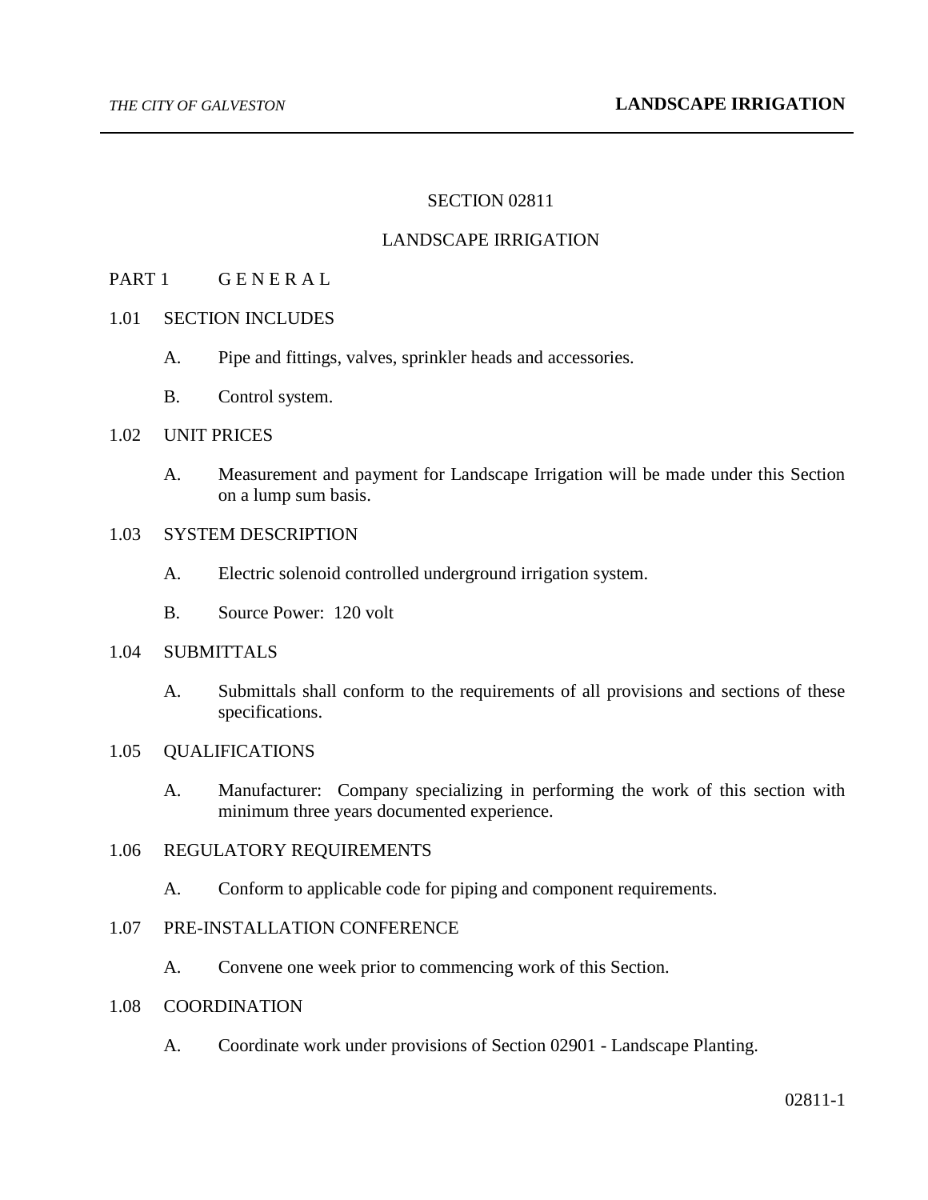# SECTION 02811

# LANDSCAPE IRRIGATION

## PART 1 G E N E R A L

### 1.01 SECTION INCLUDES

A. Pipe and fittings, valves, sprinkler heads and accessories.

B. Control system.

### 1.02 UNIT PRICES

A. Measurement and payment for Landscape Irrigation will be made under this Section on a lump sum basis.

### 1.03 SYSTEM DESCRIPTION

A. Electric solenoid controlled underground irrigation system.

B. Source Power: 120 volt

### 1.04 SUBMITTALS

A. Submittals shall conform to the requirements of all provisions and sections of these specifications.

### 1.05 QUALIFICATIONS

A. Manufacturer: Company specializing in performing the work of this section with minimum three years documented experience.

### 1.06 REGULATORY REQUIREMENTS

A. Conform to applicable code for piping and component requirements.

### 1.07 PRE-INSTALLATION CONFERENCE

A. Convene one week prior to commencing work of this Section.

### 1.08 COORDINATION

A. Coordinate work under provisions of Section 02901 - Landscape Planting.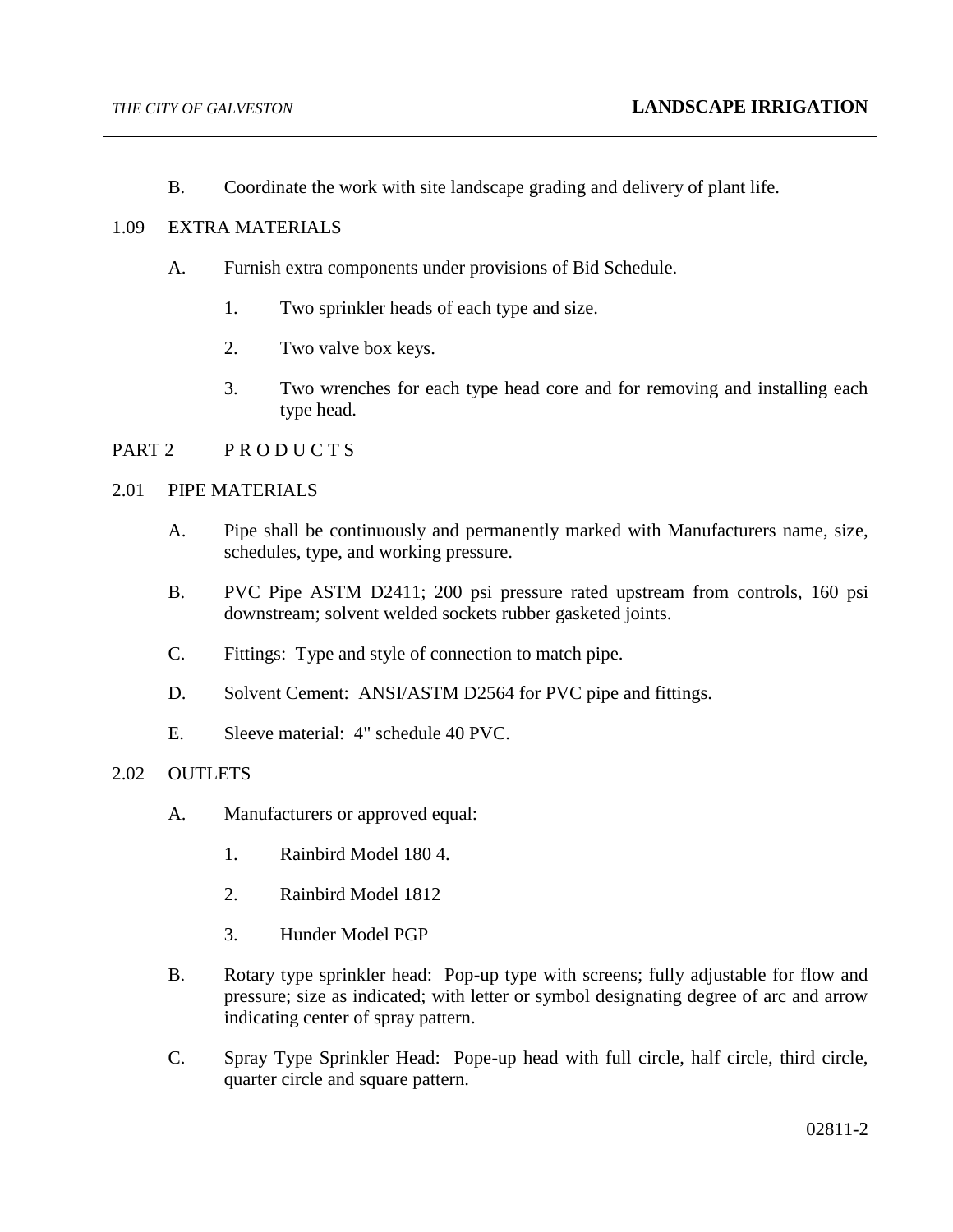B. Coordinate the work with site landscape grading and delivery of plant life.

## 1.09 EXTRA MATERIALS

A. Furnish extra components under provisions of Bid Schedule.

1. Two sprinkler heads of each type and size.

2. Two valve box keys.

3. Two wrenches for each type head core and for removing and installing each type head.

# PART 2 P R O D U C T S

## 2.01 PIPE MATERIALS

A. Pipe shall be continuously and permanently marked with Manufacturers name, size, schedules, type, and working pressure.

B. PVC Pipe ASTM D2411; 200 psi pressure rated upstream from controls, 160 psi downstream; solvent welded sockets rubber gasketed joints.

C. Fittings: Type and style of connection to match pipe.

D. Solvent Cement: ANSI/ASTM D2564 for PVC pipe and fittings.

E. Sleeve material: 4" schedule 40 PVC.

## 2.02 OUTLETS

A. Manufacturers or approved equal:

1. Rainbird Model 180 4.

2. Rainbird Model 1812

3. Hunder Model PGP

B. Rotary type sprinkler head: Pop-up type with screens; fully adjustable for flow and pressure; size as indicated; with letter or symbol designating degree of arc and arrow indicating center of spray pattern.

C. Spray Type Sprinkler Head: Pope-up head with full circle, half circle, third circle, quarter circle and square pattern.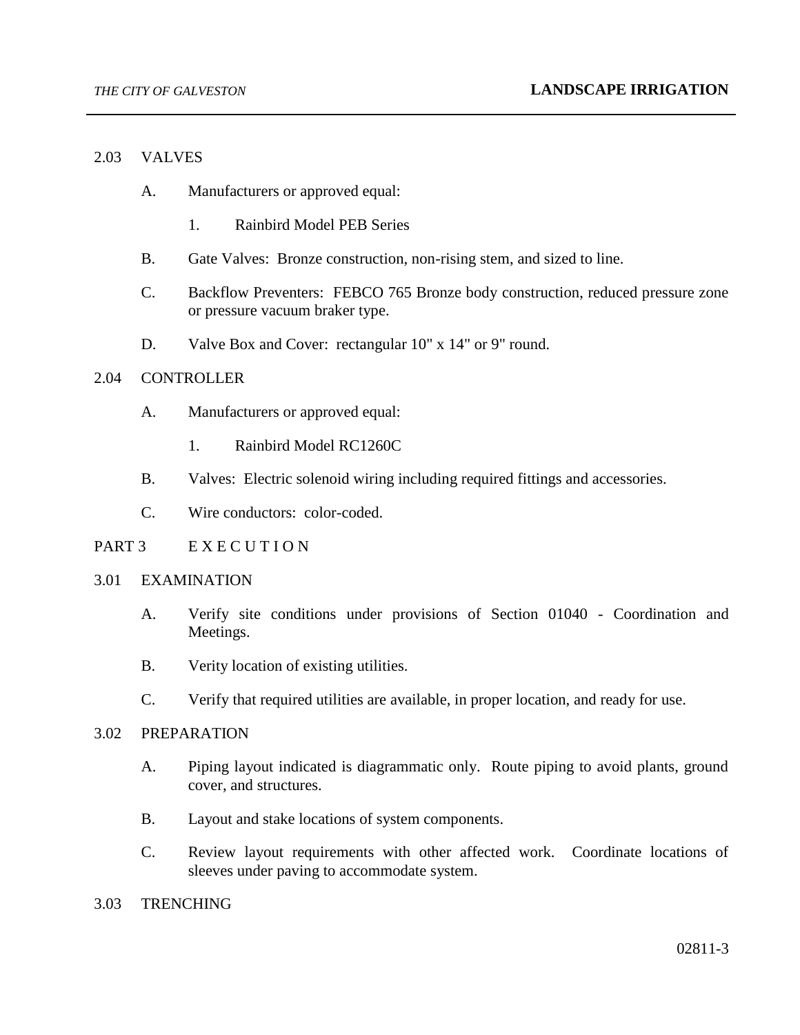## 2.03 VALVES

A. Manufacturers or approved equal:

   1. Rainbird Model PEB Series

B. Gate Valves: Bronze construction, non-rising stem, and sized to line.

C. Backflow Preventers: FEBCO 765 Bronze body construction, reduced pressure zone or pressure vacuum braker type.

D. Valve Box and Cover: rectangular 10" x 14" or 9" round.

## 2.04 CONTROLLER

A. Manufacturers or approved equal:

   1. Rainbird Model RC1260C

B. Valves: Electric solenoid wiring including required fittings and accessories.

C. Wire conductors: color-coded.

# PART 3 E X E C U T I O N

## 3.01 EXAMINATION

A. Verify site conditions under provisions of Section 01040 - Coordination and Meetings.

B. Verity location of existing utilities.

C. Verify that required utilities are available, in proper location, and ready for use.

## 3.02 PREPARATION

A. Piping layout indicated is diagrammatic only. Route piping to avoid plants, ground cover, and structures.

B. Layout and stake locations of system components.

C. Review layout requirements with other affected work. Coordinate locations of sleeves under paving to accommodate system.

## 3.03 TRENCHING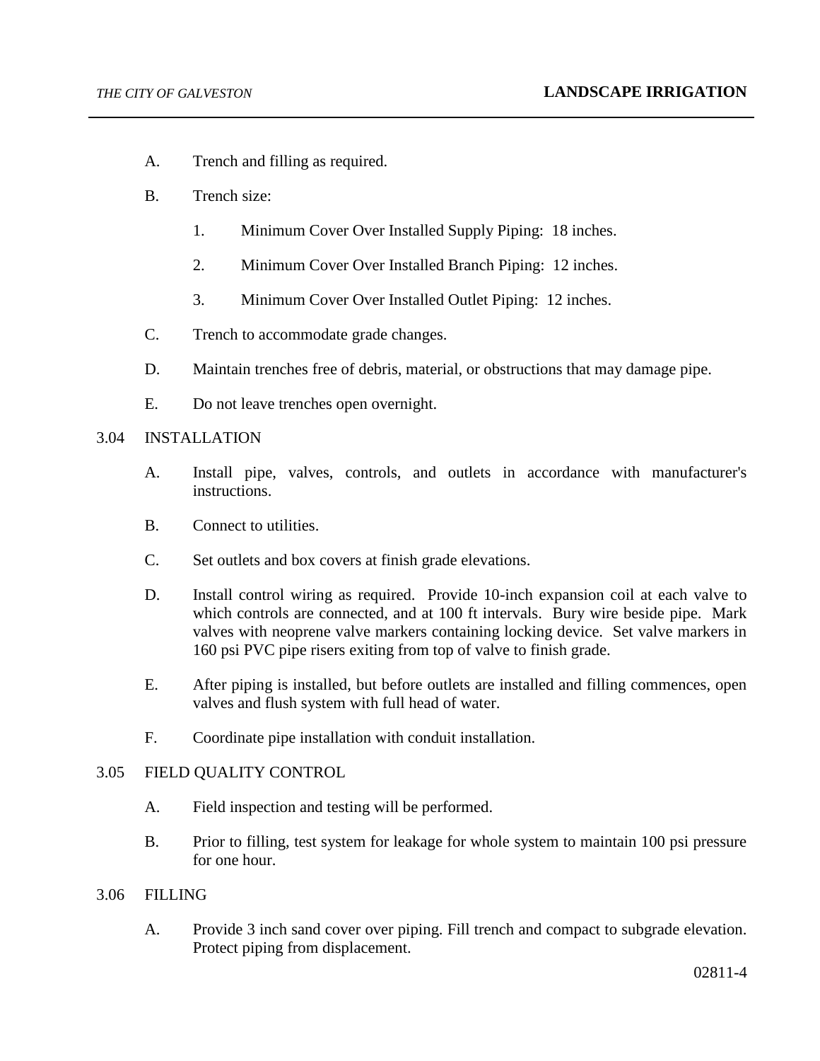A. Trench and filling as required.

B. Trench size:

   1. Minimum Cover Over Installed Supply Piping: 18 inches.

   2. Minimum Cover Over Installed Branch Piping: 12 inches.

   3. Minimum Cover Over Installed Outlet Piping: 12 inches.

C. Trench to accommodate grade changes.

D. Maintain trenches free of debris, material, or obstructions that may damage pipe.

E. Do not leave trenches open overnight.

3.04 INSTALLATION

A. Install pipe, valves, controls, and outlets in accordance with manufacturer's instructions.

B. Connect to utilities.

C. Set outlets and box covers at finish grade elevations.

D. Install control wiring as required. Provide 10-inch expansion coil at each valve to which controls are connected, and at 100 ft intervals. Bury wire beside pipe. Mark valves with neoprene valve markers containing locking device. Set valve markers in 160 psi PVC pipe risers exiting from top of valve to finish grade.

E. After piping is installed, but before outlets are installed and filling commences, open valves and flush system with full head of water.

F. Coordinate pipe installation with conduit installation.

3.05 FIELD QUALITY CONTROL

A. Field inspection and testing will be performed.

B. Prior to filling, test system for leakage for whole system to maintain 100 psi pressure for one hour.

3.06 FILLING

A. Provide 3 inch sand cover over piping. Fill trench and compact to subgrade elevation. Protect piping from displacement.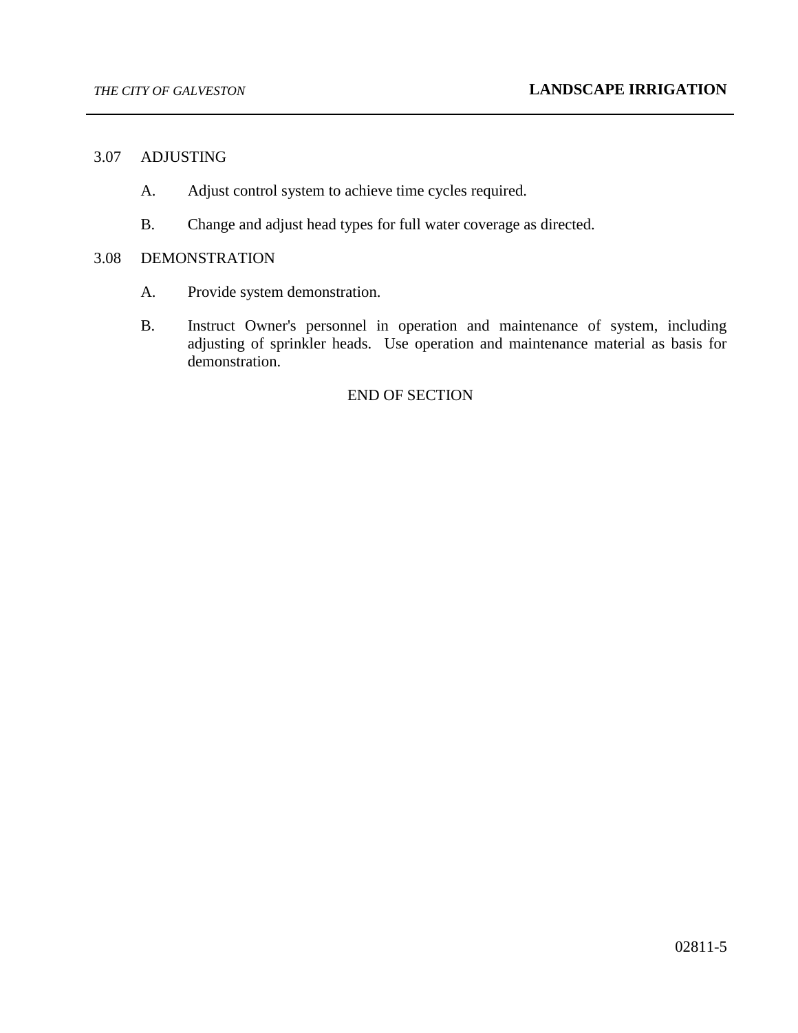## 3.07 ADJUSTING

A. Adjust control system to achieve time cycles required.

B. Change and adjust head types for full water coverage as directed.

## 3.08 DEMONSTRATION

A. Provide system demonstration.

B. Instruct Owner's personnel in operation and maintenance of system, including adjusting of sprinkler heads. Use operation and maintenance material as basis for demonstration.

END OF SECTION